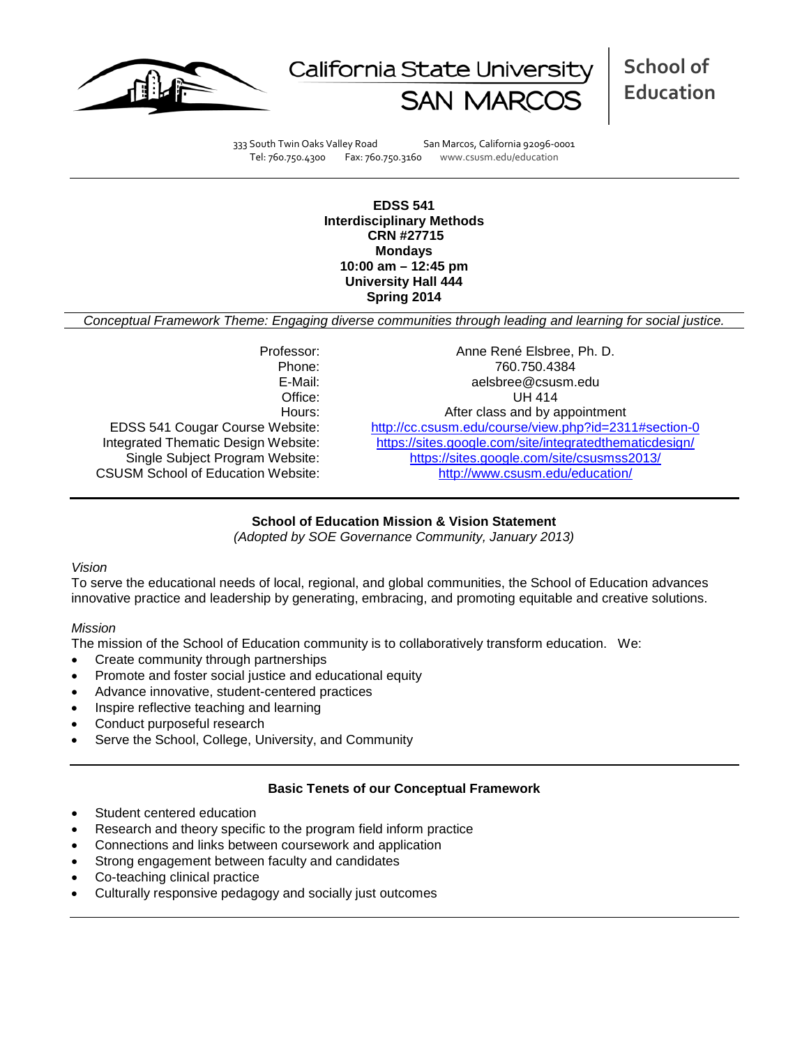California State University SAN MARCOS | School of Education

333 South Twin Oaks Valley Road San Marcos, California 92096-0001
Tel: 760.750.4300 Fax: 760.750.3160 www.csusm.edu/education

**EDSS 541**
**Interdisciplinary Methods**
**CRN #27715**
**Mondays**
**10:00 am – 12:45 pm**
**University Hall 444**
**Spring 2014**

*Conceptual Framework Theme: Engaging diverse communities through leading and learning for social justice.*

| | |
|---|---|
| Professor: | Anne René Elsbree, Ph. D. |
| Phone: | 760.750.4384 |
| E-Mail: | aelsbree@csusm.edu |
| Office: | UH 414 |
| Hours: | After class and by appointment |
| EDSS 541 Cougar Course Website: | http://cc.csusm.edu/course/view.php?id=2311#section-0 |
| Integrated Thematic Design Website: | https://sites.google.com/site/integratedthematicdesign/ |
| Single Subject Program Website: | https://sites.google.com/site/csusmss2013/ |
| CSUSM School of Education Website: | http://www.csusm.edu/education/ |

**School of Education Mission & Vision Statement**
*(Adopted by SOE Governance Community, January 2013)*

*Vision*
To serve the educational needs of local, regional, and global communities, the School of Education advances innovative practice and leadership by generating, embracing, and promoting equitable and creative solutions.

*Mission*
The mission of the School of Education community is to collaboratively transform education. We:

- Create community through partnerships
- Promote and foster social justice and educational equity
- Advance innovative, student-centered practices
- Inspire reflective teaching and learning
- Conduct purposeful research
- Serve the School, College, University, and Community

**Basic Tenets of our Conceptual Framework**

- Student centered education
- Research and theory specific to the program field inform practice
- Connections and links between coursework and application
- Strong engagement between faculty and candidates
- Co-teaching clinical practice
- Culturally responsive pedagogy and socially just outcomes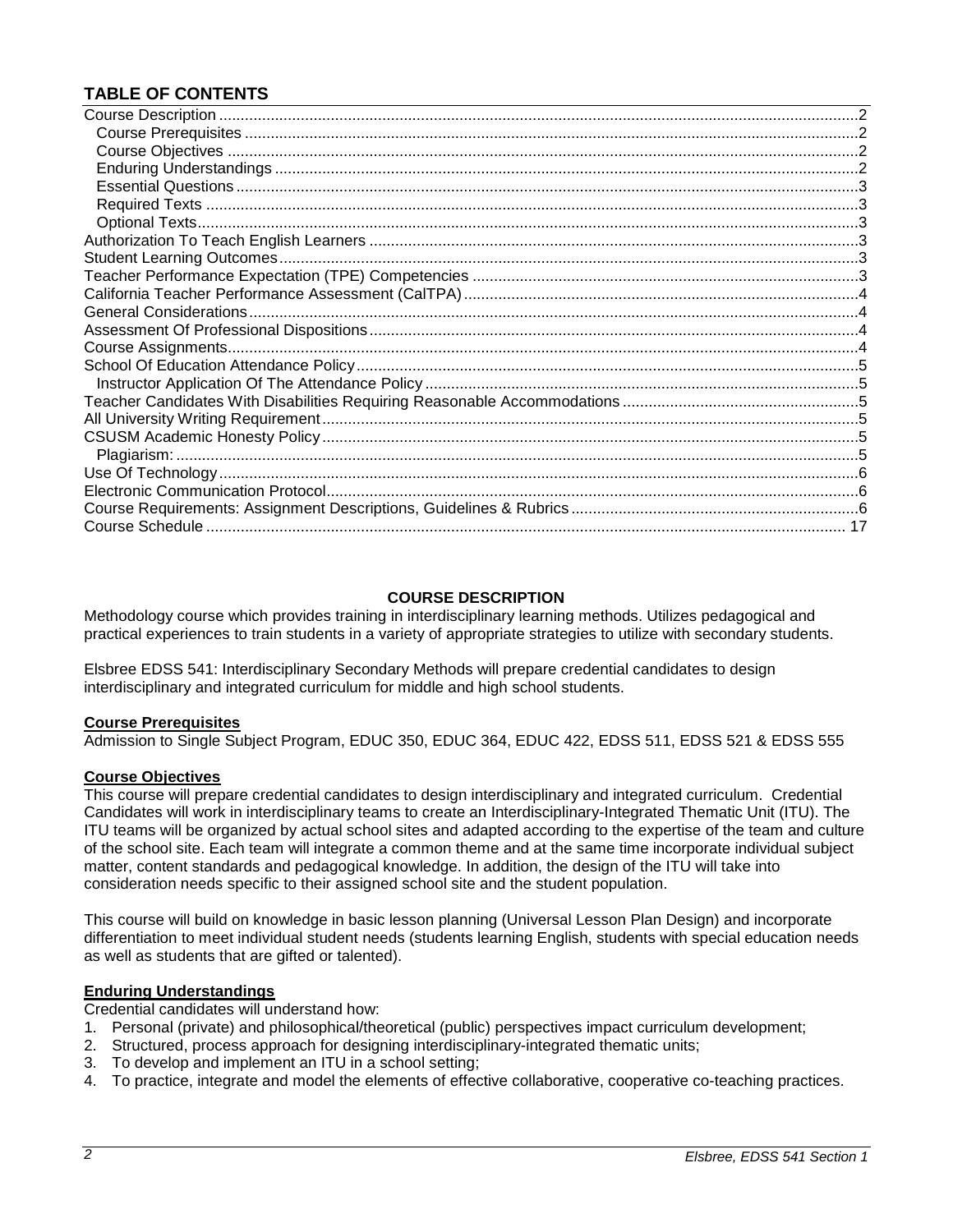## TABLE OF CONTENTS

- Course Description ... 2
  - Course Prerequisites ... 2
  - Course Objectives ... 2
  - Enduring Understandings ... 2
  - Essential Questions ... 3
  - Required Texts ... 3
  - Optional Texts ... 3
- Authorization To Teach English Learners ... 3
- Student Learning Outcomes ... 3
- Teacher Performance Expectation (TPE) Competencies ... 3
- California Teacher Performance Assessment (CalTPA) ... 4
- General Considerations ... 4
- Assessment Of Professional Dispositions ... 4
- Course Assignments ... 4
- School Of Education Attendance Policy ... 5
  - Instructor Application Of The Attendance Policy ... 5
- Teacher Candidates With Disabilities Requiring Reasonable Accommodations ... 5
- All University Writing Requirement ... 5
- CSUSM Academic Honesty Policy ... 5
  - Plagiarism: ... 5
- Use Of Technology ... 6
- Electronic Communication Protocol ... 6
- Course Requirements: Assignment Descriptions, Guidelines & Rubrics ... 6
- Course Schedule ... 17

## COURSE DESCRIPTION

Methodology course which provides training in interdisciplinary learning methods. Utilizes pedagogical and practical experiences to train students in a variety of appropriate strategies to utilize with secondary students.

Elsbree EDSS 541: Interdisciplinary Secondary Methods will prepare credential candidates to design interdisciplinary and integrated curriculum for middle and high school students.

### Course Prerequisites

Admission to Single Subject Program, EDUC 350, EDUC 364, EDUC 422, EDSS 511, EDSS 521 & EDSS 555

### Course Objectives

This course will prepare credential candidates to design interdisciplinary and integrated curriculum. Credential Candidates will work in interdisciplinary teams to create an Interdisciplinary-Integrated Thematic Unit (ITU). The ITU teams will be organized by actual school sites and adapted according to the expertise of the team and culture of the school site. Each team will integrate a common theme and at the same time incorporate individual subject matter, content standards and pedagogical knowledge. In addition, the design of the ITU will take into consideration needs specific to their assigned school site and the student population.

This course will build on knowledge in basic lesson planning (Universal Lesson Plan Design) and incorporate differentiation to meet individual student needs (students learning English, students with special education needs as well as students that are gifted or talented).

### Enduring Understandings

Credential candidates will understand how:

1. Personal (private) and philosophical/theoretical (public) perspectives impact curriculum development;
2. Structured, process approach for designing interdisciplinary-integrated thematic units;
3. To develop and implement an ITU in a school setting;
4. To practice, integrate and model the elements of effective collaborative, cooperative co-teaching practices.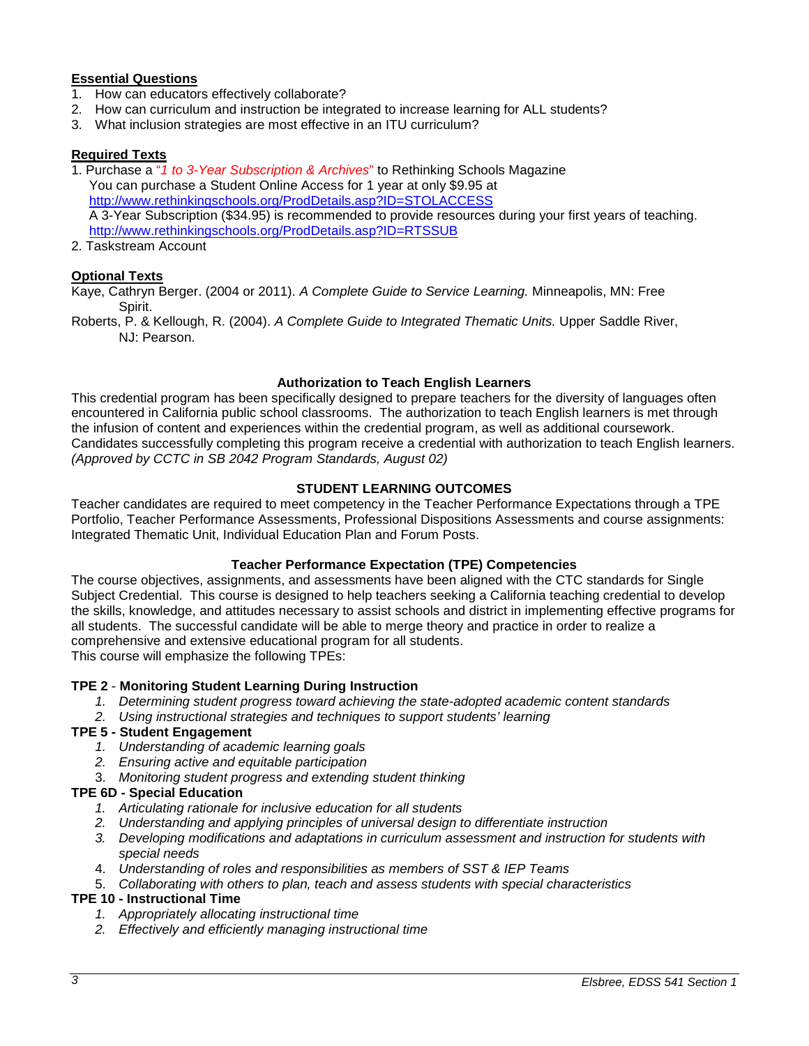## Essential Questions

1. How can educators effectively collaborate?
2. How can curriculum and instruction be integrated to increase learning for ALL students?
3. What inclusion strategies are most effective in an ITU curriculum?

## Required Texts

1. Purchase a "*1 to 3-Year Subscription & Archives*" to Rethinking Schools Magazine
   You can purchase a Student Online Access for 1 year at only $9.95 at
   http://www.rethinkingschools.org/ProdDetails.asp?ID=STOLACCESS
   A 3-Year Subscription ($34.95) is recommended to provide resources during your first years of teaching.
   http://www.rethinkingschools.org/ProdDetails.asp?ID=RTSSUB
2. Taskstream Account

## Optional Texts

Kaye, Cathryn Berger. (2004 or 2011). *A Complete Guide to Service Learning.* Minneapolis, MN: Free Spirit.

Roberts, P. & Kellough, R. (2004). *A Complete Guide to Integrated Thematic Units.* Upper Saddle River, NJ: Pearson.

### Authorization to Teach English Learners

This credential program has been specifically designed to prepare teachers for the diversity of languages often encountered in California public school classrooms. The authorization to teach English learners is met through the infusion of content and experiences within the credential program, as well as additional coursework. Candidates successfully completing this program receive a credential with authorization to teach English learners. *(Approved by CCTC in SB 2042 Program Standards, August 02)*

### STUDENT LEARNING OUTCOMES

Teacher candidates are required to meet competency in the Teacher Performance Expectations through a TPE Portfolio, Teacher Performance Assessments, Professional Dispositions Assessments and course assignments: Integrated Thematic Unit, Individual Education Plan and Forum Posts.

### Teacher Performance Expectation (TPE) Competencies

The course objectives, assignments, and assessments have been aligned with the CTC standards for Single Subject Credential. This course is designed to help teachers seeking a California teaching credential to develop the skills, knowledge, and attitudes necessary to assist schools and district in implementing effective programs for all students. The successful candidate will be able to merge theory and practice in order to realize a comprehensive and extensive educational program for all students.
This course will emphasize the following TPEs:

**TPE 2** - **Monitoring Student Learning During Instruction**

1. *Determining student progress toward achieving the state-adopted academic content standards*
2. *Using instructional strategies and techniques to support students' learning*

**TPE 5 - Student Engagement**

1. *Understanding of academic learning goals*
2. *Ensuring active and equitable participation*
3. *Monitoring student progress and extending student thinking*

**TPE 6D - Special Education**

1. *Articulating rationale for inclusive education for all students*
2. *Understanding and applying principles of universal design to differentiate instruction*
3. *Developing modifications and adaptations in curriculum assessment and instruction for students with special needs*
4. *Understanding of roles and responsibilities as members of SST & IEP Teams*
5. *Collaborating with others to plan, teach and assess students with special characteristics*

**TPE 10 - Instructional Time**

1. *Appropriately allocating instructional time*
2. *Effectively and efficiently managing instructional time*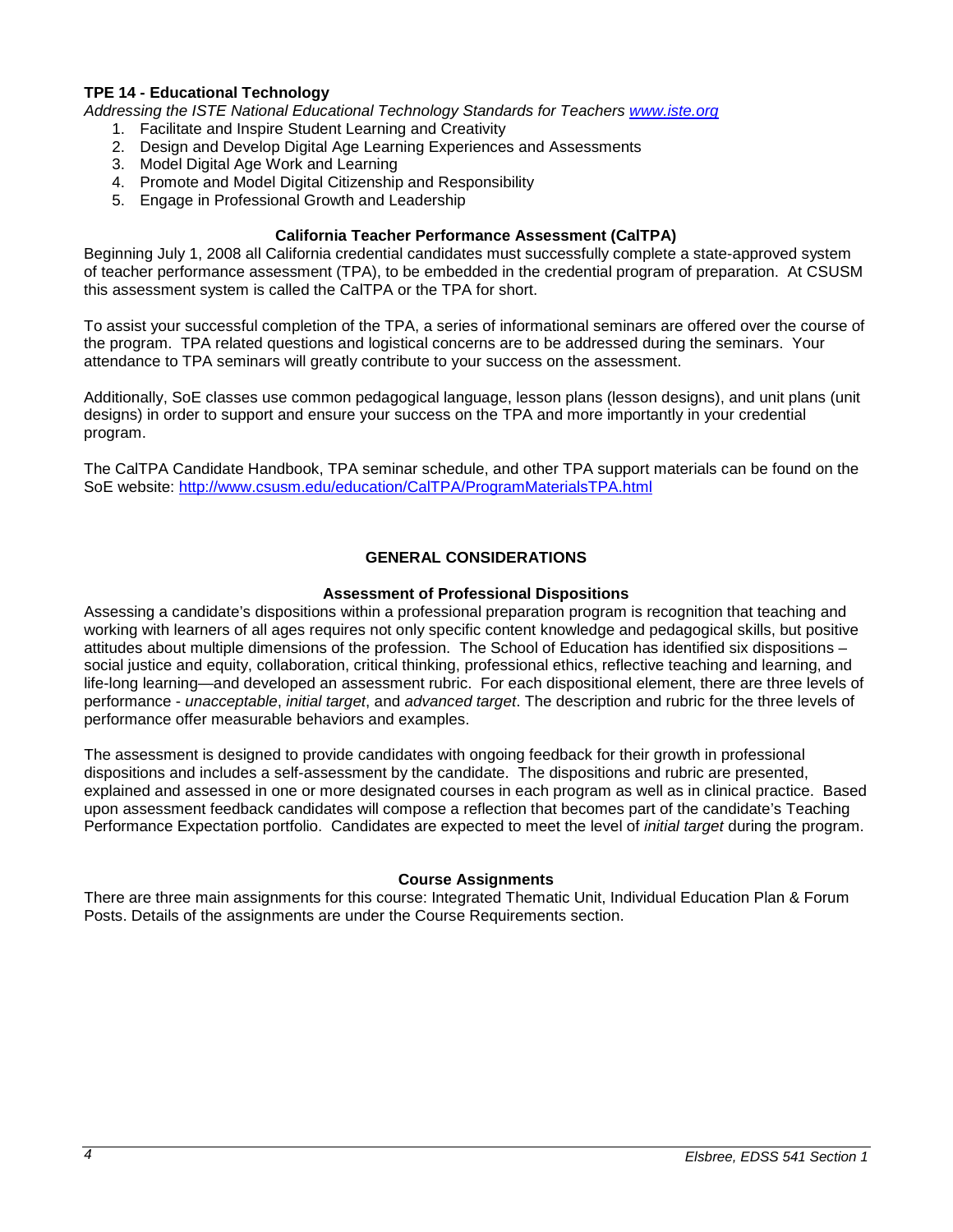**TPE 14 - Educational Technology**

*Addressing the ISTE National Educational Technology Standards for Teachers [www.iste.org](http://www.iste.org)*

1. Facilitate and Inspire Student Learning and Creativity
2. Design and Develop Digital Age Learning Experiences and Assessments
3. Model Digital Age Work and Learning
4. Promote and Model Digital Citizenship and Responsibility
5. Engage in Professional Growth and Leadership

### California Teacher Performance Assessment (CalTPA)

Beginning July 1, 2008 all California credential candidates must successfully complete a state-approved system of teacher performance assessment (TPA), to be embedded in the credential program of preparation. At CSUSM this assessment system is called the CalTPA or the TPA for short.

To assist your successful completion of the TPA, a series of informational seminars are offered over the course of the program. TPA related questions and logistical concerns are to be addressed during the seminars. Your attendance to TPA seminars will greatly contribute to your success on the assessment.

Additionally, SoE classes use common pedagogical language, lesson plans (lesson designs), and unit plans (unit designs) in order to support and ensure your success on the TPA and more importantly in your credential program.

The CalTPA Candidate Handbook, TPA seminar schedule, and other TPA support materials can be found on the SoE website: [http://www.csusm.edu/education/CalTPA/ProgramMaterialsTPA.html](http://www.csusm.edu/education/CalTPA/ProgramMaterialsTPA.html)

## GENERAL CONSIDERATIONS

### Assessment of Professional Dispositions

Assessing a candidate's dispositions within a professional preparation program is recognition that teaching and working with learners of all ages requires not only specific content knowledge and pedagogical skills, but positive attitudes about multiple dimensions of the profession. The School of Education has identified six dispositions – social justice and equity, collaboration, critical thinking, professional ethics, reflective teaching and learning, and life-long learning—and developed an assessment rubric. For each dispositional element, there are three levels of performance - *unacceptable*, *initial target*, and *advanced target*. The description and rubric for the three levels of performance offer measurable behaviors and examples.

The assessment is designed to provide candidates with ongoing feedback for their growth in professional dispositions and includes a self-assessment by the candidate. The dispositions and rubric are presented, explained and assessed in one or more designated courses in each program as well as in clinical practice. Based upon assessment feedback candidates will compose a reflection that becomes part of the candidate's Teaching Performance Expectation portfolio. Candidates are expected to meet the level of *initial target* during the program.

### Course Assignments

There are three main assignments for this course: Integrated Thematic Unit, Individual Education Plan & Forum Posts. Details of the assignments are under the Course Requirements section.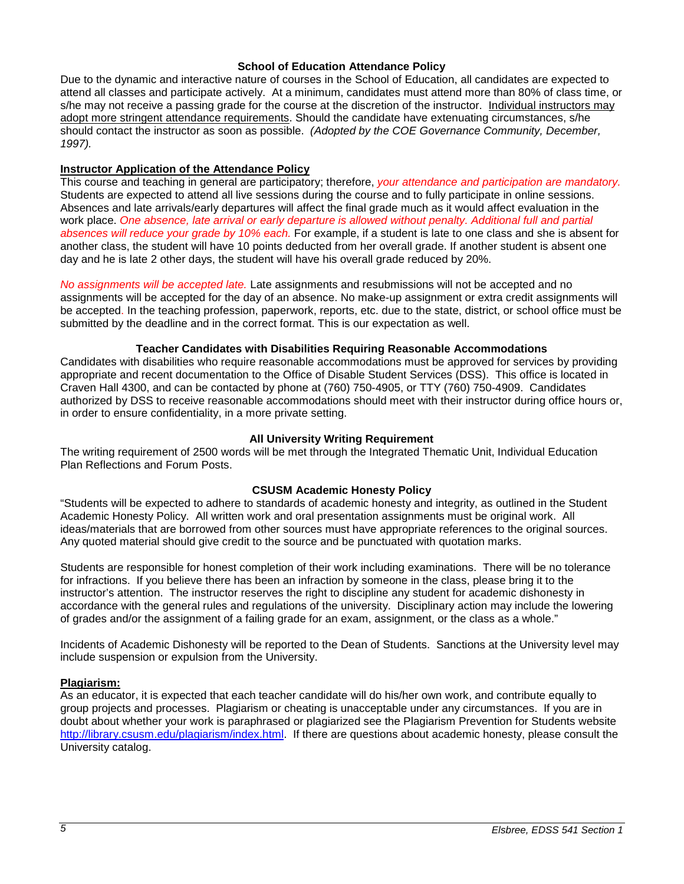### School of Education Attendance Policy

Due to the dynamic and interactive nature of courses in the School of Education, all candidates are expected to attend all classes and participate actively. At a minimum, candidates must attend more than 80% of class time, or s/he may not receive a passing grade for the course at the discretion of the instructor. Individual instructors may adopt more stringent attendance requirements. Should the candidate have extenuating circumstances, s/he should contact the instructor as soon as possible. *(Adopted by the COE Governance Community, December, 1997).*

**Instructor Application of the Attendance Policy**

This course and teaching in general are participatory; therefore, *your attendance and participation are mandatory.* Students are expected to attend all live sessions during the course and to fully participate in online sessions. Absences and late arrivals/early departures will affect the final grade much as it would affect evaluation in the work place. *One absence, late arrival or early departure is allowed without penalty. Additional full and partial absences will reduce your grade by 10% each.* For example, if a student is late to one class and she is absent for another class, the student will have 10 points deducted from her overall grade. If another student is absent one day and he is late 2 other days, the student will have his overall grade reduced by 20%.

*No assignments will be accepted late.* Late assignments and resubmissions will not be accepted and no assignments will be accepted for the day of an absence. No make-up assignment or extra credit assignments will be accepted. In the teaching profession, paperwork, reports, etc. due to the state, district, or school office must be submitted by the deadline and in the correct format. This is our expectation as well.

### Teacher Candidates with Disabilities Requiring Reasonable Accommodations

Candidates with disabilities who require reasonable accommodations must be approved for services by providing appropriate and recent documentation to the Office of Disable Student Services (DSS). This office is located in Craven Hall 4300, and can be contacted by phone at (760) 750-4905, or TTY (760) 750-4909. Candidates authorized by DSS to receive reasonable accommodations should meet with their instructor during office hours or, in order to ensure confidentiality, in a more private setting.

### All University Writing Requirement

The writing requirement of 2500 words will be met through the Integrated Thematic Unit, Individual Education Plan Reflections and Forum Posts.

### CSUSM Academic Honesty Policy

"Students will be expected to adhere to standards of academic honesty and integrity, as outlined in the Student Academic Honesty Policy. All written work and oral presentation assignments must be original work. All ideas/materials that are borrowed from other sources must have appropriate references to the original sources. Any quoted material should give credit to the source and be punctuated with quotation marks.

Students are responsible for honest completion of their work including examinations. There will be no tolerance for infractions. If you believe there has been an infraction by someone in the class, please bring it to the instructor's attention. The instructor reserves the right to discipline any student for academic dishonesty in accordance with the general rules and regulations of the university. Disciplinary action may include the lowering of grades and/or the assignment of a failing grade for an exam, assignment, or the class as a whole."

Incidents of Academic Dishonesty will be reported to the Dean of Students. Sanctions at the University level may include suspension or expulsion from the University.

**Plagiarism:**

As an educator, it is expected that each teacher candidate will do his/her own work, and contribute equally to group projects and processes. Plagiarism or cheating is unacceptable under any circumstances. If you are in doubt about whether your work is paraphrased or plagiarized see the Plagiarism Prevention for Students website http://library.csusm.edu/plagiarism/index.html. If there are questions about academic honesty, please consult the University catalog.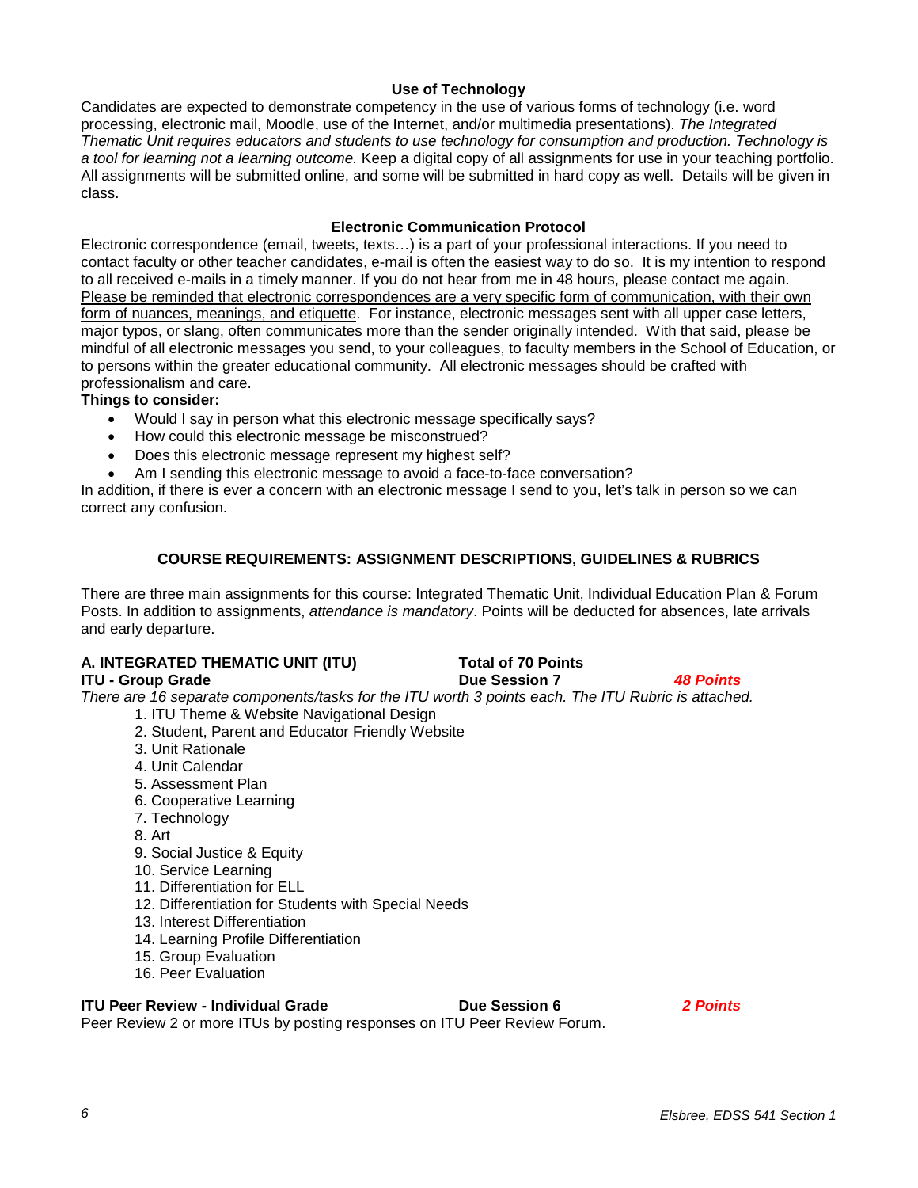### Use of Technology

Candidates are expected to demonstrate competency in the use of various forms of technology (i.e. word processing, electronic mail, Moodle, use of the Internet, and/or multimedia presentations). *The Integrated Thematic Unit requires educators and students to use technology for consumption and production. Technology is a tool for learning not a learning outcome.* Keep a digital copy of all assignments for use in your teaching portfolio. All assignments will be submitted online, and some will be submitted in hard copy as well. Details will be given in class.

### Electronic Communication Protocol

Electronic correspondence (email, tweets, texts…) is a part of your professional interactions. If you need to contact faculty or other teacher candidates, e-mail is often the easiest way to do so. It is my intention to respond to all received e-mails in a timely manner. If you do not hear from me in 48 hours, please contact me again. Please be reminded that electronic correspondences are a very specific form of communication, with their own form of nuances, meanings, and etiquette. For instance, electronic messages sent with all upper case letters, major typos, or slang, often communicates more than the sender originally intended. With that said, please be mindful of all electronic messages you send, to your colleagues, to faculty members in the School of Education, or to persons within the greater educational community. All electronic messages should be crafted with professionalism and care.

**Things to consider:**

- Would I say in person what this electronic message specifically says?
- How could this electronic message be misconstrued?
- Does this electronic message represent my highest self?
- Am I sending this electronic message to avoid a face-to-face conversation?

In addition, if there is ever a concern with an electronic message I send to you, let's talk in person so we can correct any confusion.

## COURSE REQUIREMENTS: ASSIGNMENT DESCRIPTIONS, GUIDELINES & RUBRICS

There are three main assignments for this course: Integrated Thematic Unit, Individual Education Plan & Forum Posts. In addition to assignments, *attendance is mandatory*. Points will be deducted for absences, late arrivals and early departure.

**A. INTEGRATED THEMATIC UNIT (ITU)** **Total of 70 Points**

**ITU - Group Grade** **Due Session 7** ***48 Points***

*There are 16 separate components/tasks for the ITU worth 3 points each. The ITU Rubric is attached.*

1. ITU Theme & Website Navigational Design
2. Student, Parent and Educator Friendly Website
3. Unit Rationale
4. Unit Calendar
5. Assessment Plan
6. Cooperative Learning
7. Technology
8. Art
9. Social Justice & Equity
10. Service Learning
11. Differentiation for ELL
12. Differentiation for Students with Special Needs
13. Interest Differentiation
14. Learning Profile Differentiation
15. Group Evaluation
16. Peer Evaluation

**ITU Peer Review - Individual Grade** **Due Session 6** ***2 Points***

Peer Review 2 or more ITUs by posting responses on ITU Peer Review Forum.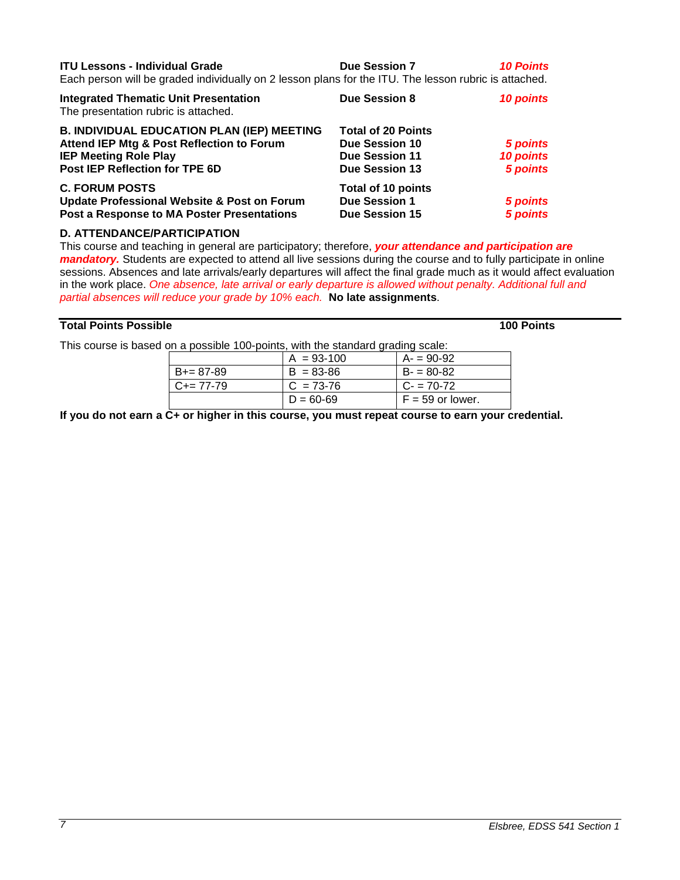**ITU Lessons - Individual Grade** **Due Session 7** ***10 Points***

Each person will be graded individually on 2 lesson plans for the ITU. The lesson rubric is attached.

**Integrated Thematic Unit Presentation** **Due Session 8** ***10 points***

The presentation rubric is attached.

| **B. INDIVIDUAL EDUCATION PLAN (IEP) MEETING** | **Total of 20 Points** | |
|---|---|---|
| **Attend IEP Mtg & Post Reflection to Forum** | **Due Session 10** | ***5 points*** |
| **IEP Meeting Role Play** | **Due Session 11** | ***10 points*** |
| **Post IEP Reflection for TPE 6D** | **Due Session 13** | ***5 points*** |

| **C. FORUM POSTS** | **Total of 10 points** | |
|---|---|---|
| **Update Professional Website & Post on Forum** | **Due Session 1** | ***5 points*** |
| **Post a Response to MA Poster Presentations** | **Due Session 15** | ***5 points*** |

**D. ATTENDANCE/PARTICIPATION**

This course and teaching in general are participatory; therefore, ***your attendance and participation are mandatory.*** Students are expected to attend all live sessions during the course and to fully participate in online sessions. Absences and late arrivals/early departures will affect the final grade much as it would affect evaluation in the work place. *One absence, late arrival or early departure is allowed without penalty. Additional full and partial absences will reduce your grade by 10% each.* **No late assignments**.

---

**Total Points Possible** **100 Points**

This course is based on a possible 100-points, with the standard grading scale:

| | | |
|---|---|---|
| | A = 93-100 | A- = 90-92 |
| B+= 87-89 | B = 83-86 | B- = 80-82 |
| C+= 77-79 | C = 73-76 | C- = 70-72 |
| | D = 60-69 | F = 59 or lower. |

**If you do not earn a C+ or higher in this course, you must repeat course to earn your credential.**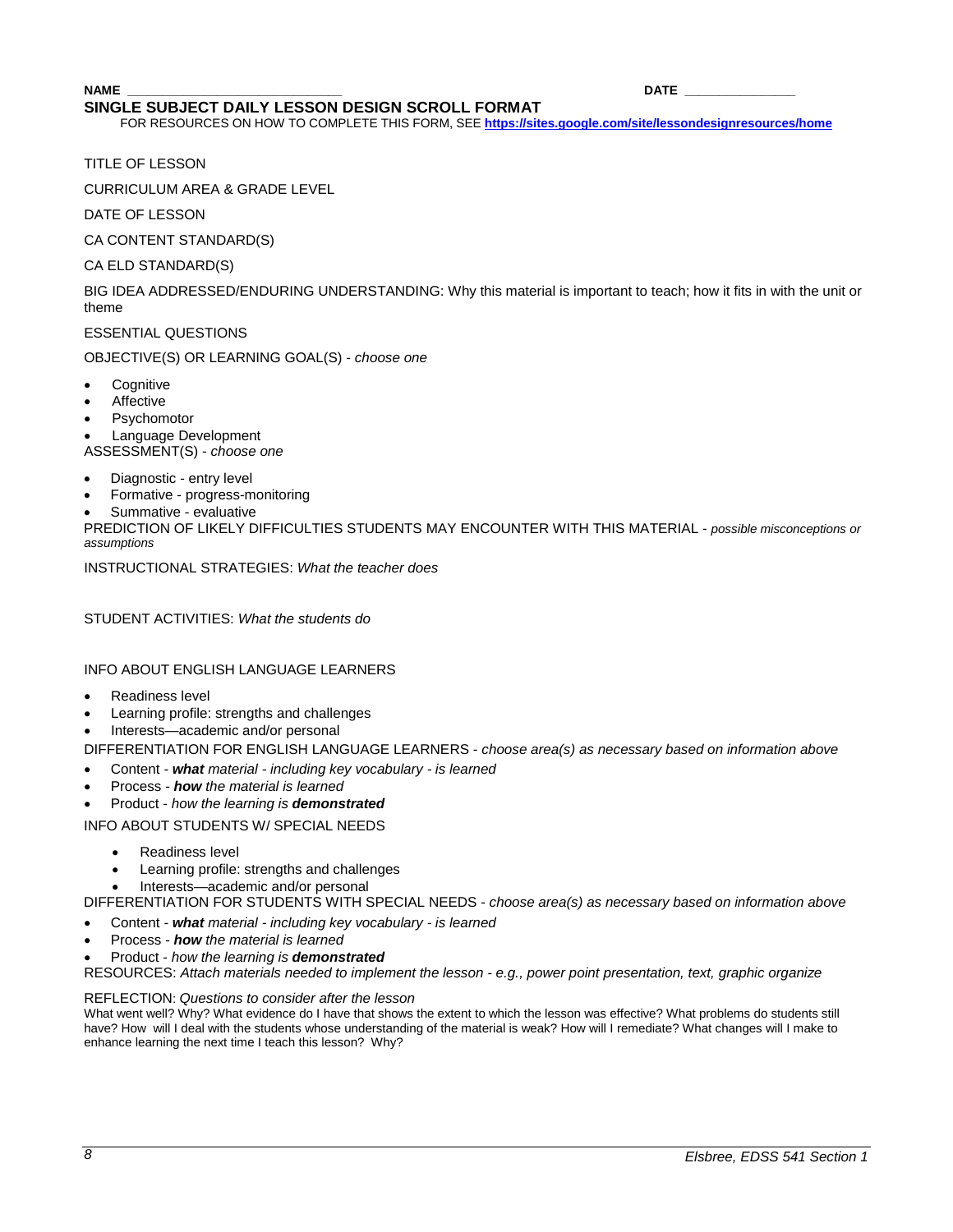**NAME** ___________________________ **DATE** _______________

**SINGLE SUBJECT DAILY LESSON DESIGN SCROLL FORMAT**

FOR RESOURCES ON HOW TO COMPLETE THIS FORM, SEE **https://sites.google.com/site/lessondesignresources/home**

TITLE OF LESSON

CURRICULUM AREA & GRADE LEVEL

DATE OF LESSON

CA CONTENT STANDARD(S)

CA ELD STANDARD(S)

BIG IDEA ADDRESSED/ENDURING UNDERSTANDING: Why this material is important to teach; how it fits in with the unit or theme

ESSENTIAL QUESTIONS

OBJECTIVE(S) OR LEARNING GOAL(S) - *choose one*

- Cognitive
- Affective
- Psychomotor
- Language Development

ASSESSMENT(S) - *choose one*

- Diagnostic - entry level
- Formative - progress-monitoring
- Summative - evaluative

PREDICTION OF LIKELY DIFFICULTIES STUDENTS MAY ENCOUNTER WITH THIS MATERIAL - *possible misconceptions or assumptions*

INSTRUCTIONAL STRATEGIES: *What the teacher does*

STUDENT ACTIVITIES: *What the students do*

INFO ABOUT ENGLISH LANGUAGE LEARNERS

- Readiness level
- Learning profile: strengths and challenges
- Interests—academic and/or personal

DIFFERENTIATION FOR ENGLISH LANGUAGE LEARNERS - *choose area(s) as necessary based on information above*

- Content - ***what*** *material - including key vocabulary - is learned*
- Process - ***how*** *the material is learned*
- Product - *how the learning is* ***demonstrated***

INFO ABOUT STUDENTS W/ SPECIAL NEEDS

- Readiness level
- Learning profile: strengths and challenges
- Interests—academic and/or personal

DIFFERENTIATION FOR STUDENTS WITH SPECIAL NEEDS - *choose area(s) as necessary based on information above*

- Content - ***what*** *material - including key vocabulary - is learned*
- Process - ***how*** *the material is learned*
- Product - *how the learning is* ***demonstrated***

RESOURCES: *Attach materials needed to implement the lesson - e.g., power point presentation, text, graphic organize*

REFLECTION: *Questions to consider after the lesson*

What went well? Why? What evidence do I have that shows the extent to which the lesson was effective? What problems do students still have? How will I deal with the students whose understanding of the material is weak? How will I remediate? What changes will I make to enhance learning the next time I teach this lesson? Why?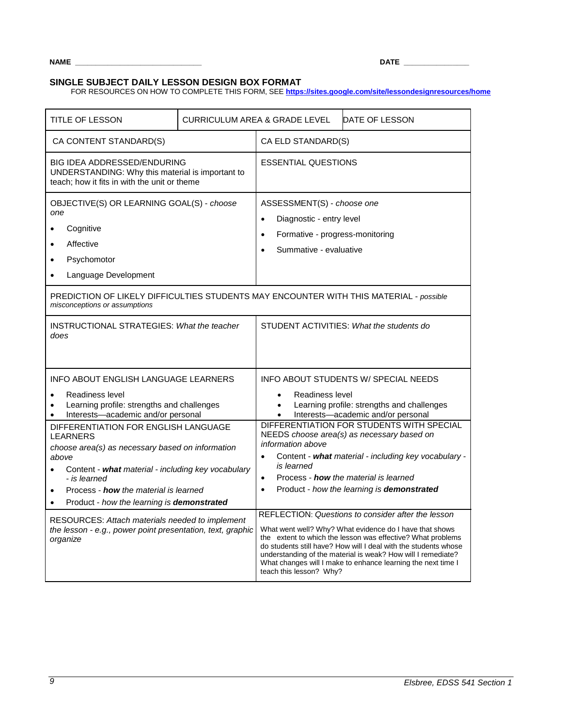**NAME** ____________________________ **DATE** _______________

**SINGLE SUBJECT DAILY LESSON DESIGN BOX FORMAT**

FOR RESOURCES ON HOW TO COMPLETE THIS FORM, SEE **https://sites.google.com/site/lessondesignresources/home**

| TITLE OF LESSON | CURRICULUM AREA & GRADE LEVEL | DATE OF LESSON |
|---|---|---|

| CA CONTENT STANDARD(S) | CA ELD STANDARD(S) |
|---|---|
| BIG IDEA ADDRESSED/ENDURING UNDERSTANDING: Why this material is important to teach; how it fits in with the unit or theme | ESSENTIAL QUESTIONS |
| OBJECTIVE(S) OR LEARNING GOAL(S) - *choose one*<br>• Cognitive<br>• Affective<br>• Psychomotor<br>• Language Development | ASSESSMENT(S) - *choose one*<br>• Diagnostic - entry level<br>• Formative - progress-monitoring<br>• Summative - evaluative |
| PREDICTION OF LIKELY DIFFICULTIES STUDENTS MAY ENCOUNTER WITH THIS MATERIAL - *possible misconceptions or assumptions* | |
| INSTRUCTIONAL STRATEGIES: *What the teacher does* | STUDENT ACTIVITIES: *What the students do* |
| INFO ABOUT ENGLISH LANGUAGE LEARNERS<br>• Readiness level<br>• Learning profile: strengths and challenges<br>• Interests—academic and/or personal | INFO ABOUT STUDENTS W/ SPECIAL NEEDS<br>• Readiness level<br>• Learning profile: strengths and challenges<br>• Interests—academic and/or personal |
| DIFFERENTIATION FOR ENGLISH LANGUAGE LEARNERS<br>*choose area(s) as necessary based on information above*<br>• Content - ***what*** *material - including key vocabulary - is learned*<br>• Process - ***how*** *the material is learned*<br>• Product - *how the learning is* ***demonstrated*** | DIFFERENTIATION FOR STUDENTS WITH SPECIAL NEEDS *choose area(s) as necessary based on information above*<br>• Content - ***what*** *material - including key vocabulary - is learned*<br>• Process - ***how*** *the material is learned*<br>• Product - *how the learning is* ***demonstrated*** |
| RESOURCES: *Attach materials needed to implement the lesson - e.g., power point presentation, text, graphic organize* | REFLECTION: *Questions to consider after the lesson*<br>What went well? Why? What evidence do I have that shows the extent to which the lesson was effective? What problems do students still have? How will I deal with the students whose understanding of the material is weak? How will I remediate? What changes will I make to enhance learning the next time I teach this lesson? Why? |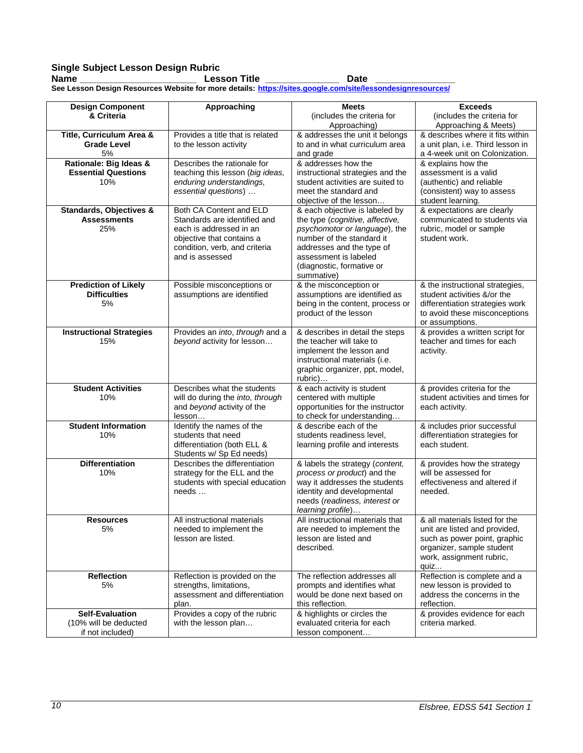## Single Subject Lesson Design Rubric

**Name \_\_\_\_\_\_\_\_\_\_\_\_\_\_\_\_\_\_\_\_\_\_ Lesson Title \_\_\_\_\_\_\_\_\_\_\_\_\_\_ Date \_\_\_\_\_\_\_\_\_\_\_\_\_\_\_**

**See Lesson Design Resources Website for more details: https://sites.google.com/site/lessondesignresources/**

| Design Component & Criteria | Approaching | Meets (includes the criteria for Approaching) | Exceeds (includes the criteria for Approaching & Meets) |
|---|---|---|---|
| **Title, Curriculum Area & Grade Level** 5% | Provides a title that is related to the lesson activity | & addresses the unit it belongs to and in what curriculum area and grade | & describes where it fits within a unit plan, i.e. Third lesson in a 4-week unit on Colonization. |
| **Rationale: Big Ideas & Essential Questions** 10% | Describes the rationale for teaching this lesson (*big ideas, enduring understandings, essential questions*) … | & addresses how the instructional strategies and the student activities are suited to meet the standard and objective of the lesson… | & explains how the assessment is a valid (authentic) and reliable (consistent) way to assess student learning. |
| **Standards, Objectives & Assessments** 25% | Both CA Content and ELD Standards are identified and each is addressed in an objective that contains a condition, verb, and criteria and is assessed | & each objective is labeled by the type (*cognitive, affective, psychomotor or language*), the number of the standard it addresses and the type of assessment is labeled (diagnostic, formative or summative) | & expectations are clearly communicated to students via rubric, model or sample student work. |
| **Prediction of Likely Difficulties** 5% | Possible misconceptions or assumptions are identified | & the misconception or assumptions are identified as being in the content, process or product of the lesson | & the instructional strategies, student activities &/or the differentiation strategies work to avoid these misconceptions or assumptions. |
| **Instructional Strategies** 15% | Provides an *into*, *through* and a *beyond* activity for lesson… | & describes in detail the steps the teacher will take to implement the lesson and instructional materials (i.e. graphic organizer, ppt, model, rubric)… | & provides a written script for teacher and times for each activity. |
| **Student Activities** 10% | Describes what the students will do during the *into, through* and *beyond* activity of the lesson… | & each activity is student centered with multiple opportunities for the instructor to check for understanding… | & provides criteria for the student activities and times for each activity. |
| **Student Information** 10% | Identify the names of the students that need differentiation (both ELL & Students w/ Sp Ed needs) | & describe each of the students readiness level, learning profile and interests | & includes prior successful differentiation strategies for each student. |
| **Differentiation** 10% | Describes the differentiation strategy for the ELL and the students with special education needs … | & labels the strategy (*content, process or product*) and the way it addresses the students identity and developmental needs (*readiness, interest or learning profile*)… | & provides how the strategy will be assessed for effectiveness and altered if needed. |
| **Resources** 5% | All instructional materials needed to implement the lesson are listed. | All instructional materials that are needed to implement the lesson are listed and described. | & all materials listed for the unit are listed and provided, such as power point, graphic organizer, sample student work, assignment rubric, quiz… |
| **Reflection** 5% | Reflection is provided on the strengths, limitations, assessment and differentiation plan. | The reflection addresses all prompts and identifies what would be done next based on this reflection. | Reflection is complete and a new lesson is provided to address the concerns in the reflection. |
| **Self-Evaluation** (10% will be deducted if not included) | Provides a copy of the rubric with the lesson plan… | & highlights or circles the evaluated criteria for each lesson component… | & provides evidence for each criteria marked. |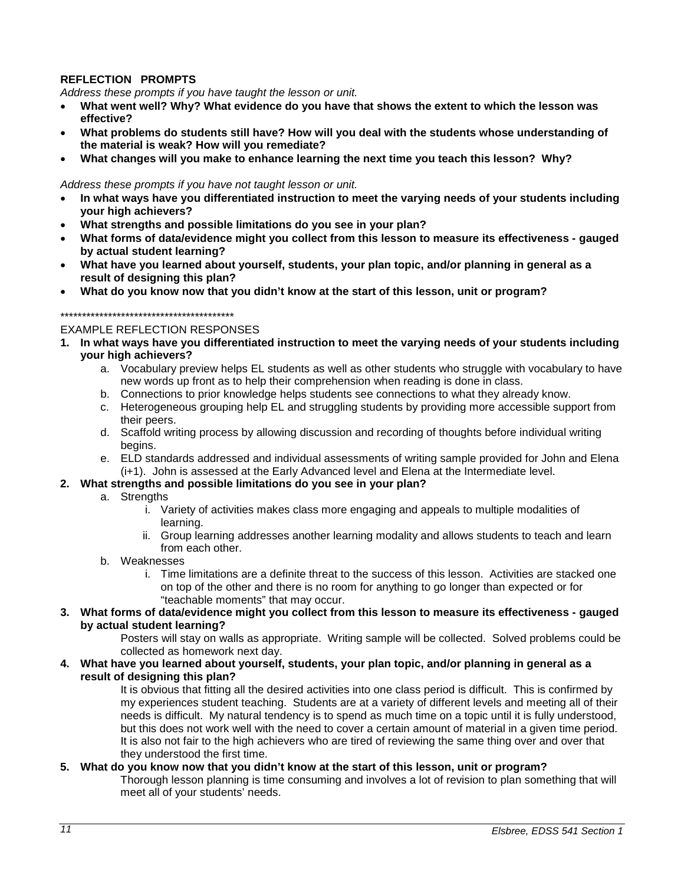**REFLECTION PROMPTS**

*Address these prompts if you have taught the lesson or unit.*

- **What went well? Why? What evidence do you have that shows the extent to which the lesson was effective?**
- **What problems do students still have? How will you deal with the students whose understanding of the material is weak? How will you remediate?**
- **What changes will you make to enhance learning the next time you teach this lesson? Why?**

*Address these prompts if you have not taught lesson or unit.*

- **In what ways have you differentiated instruction to meet the varying needs of your students including your high achievers?**
- **What strengths and possible limitations do you see in your plan?**
- **What forms of data/evidence might you collect from this lesson to measure its effectiveness - gauged by actual student learning?**
- **What have you learned about yourself, students, your plan topic, and/or planning in general as a result of designing this plan?**
- **What do you know now that you didn't know at the start of this lesson, unit or program?**

****************************************

EXAMPLE REFLECTION RESPONSES

1. **In what ways have you differentiated instruction to meet the varying needs of your students including your high achievers?**
   a. Vocabulary preview helps EL students as well as other students who struggle with vocabulary to have new words up front as to help their comprehension when reading is done in class.
   b. Connections to prior knowledge helps students see connections to what they already know.
   c. Heterogeneous grouping help EL and struggling students by providing more accessible support from their peers.
   d. Scaffold writing process by allowing discussion and recording of thoughts before individual writing begins.
   e. ELD standards addressed and individual assessments of writing sample provided for John and Elena (i+1). John is assessed at the Early Advanced level and Elena at the Intermediate level.
2. **What strengths and possible limitations do you see in your plan?**
   a. Strengths
      i. Variety of activities makes class more engaging and appeals to multiple modalities of learning.
      ii. Group learning addresses another learning modality and allows students to teach and learn from each other.
   b. Weaknesses
      i. Time limitations are a definite threat to the success of this lesson. Activities are stacked one on top of the other and there is no room for anything to go longer than expected or for "teachable moments" that may occur.
3. **What forms of data/evidence might you collect from this lesson to measure its effectiveness - gauged by actual student learning?**

   Posters will stay on walls as appropriate. Writing sample will be collected. Solved problems could be collected as homework next day.
4. **What have you learned about yourself, students, your plan topic, and/or planning in general as a result of designing this plan?**

   It is obvious that fitting all the desired activities into one class period is difficult. This is confirmed by my experiences student teaching. Students are at a variety of different levels and meeting all of their needs is difficult. My natural tendency is to spend as much time on a topic until it is fully understood, but this does not work well with the need to cover a certain amount of material in a given time period. It is also not fair to the high achievers who are tired of reviewing the same thing over and over that they understood the first time.
5. **What do you know now that you didn't know at the start of this lesson, unit or program?**

   Thorough lesson planning is time consuming and involves a lot of revision to plan something that will meet all of your students' needs.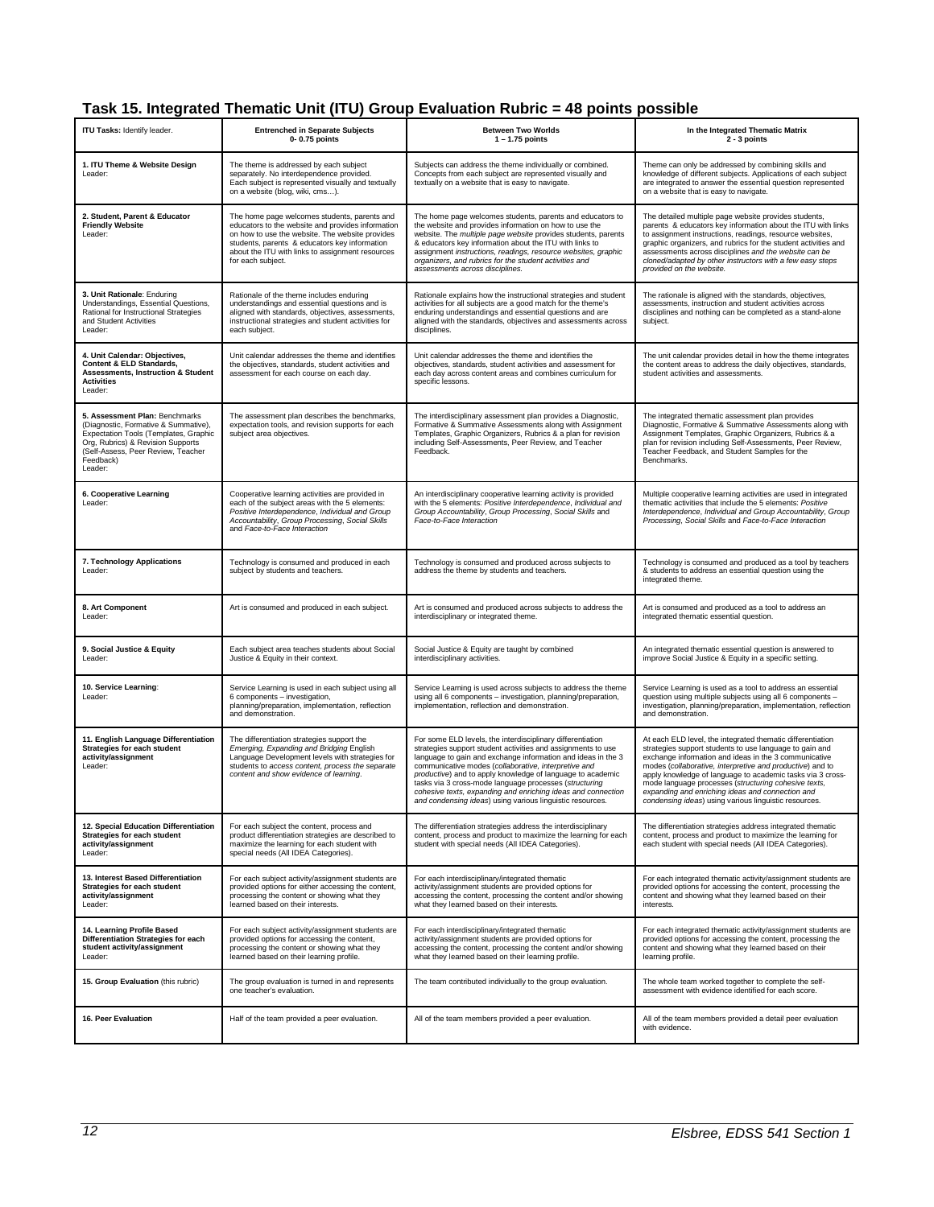## Task 15. Integrated Thematic Unit (ITU) Group Evaluation Rubric = 48 points possible

| **ITU Tasks:** Identify leader. | **Entrenched in Separate Subjects** **0- 0.75 points** | **Between Two Worlds** **1 – 1.75 points** | **In the Integrated Thematic Matrix** **2 - 3 points** |
|---|---|---|---|
| **1. ITU Theme & Website Design** Leader: | The theme is addressed by each subject separately. No interdependence provided. Each subject is represented visually and textually on a website (blog, wiki, cms…). | Subjects can address the theme individually or combined. Concepts from each subject are represented visually and textually on a website that is easy to navigate. | Theme can only be addressed by combining skills and knowledge of different subjects. Applications of each subject are integrated to answer the essential question represented on a website that is easy to navigate. |
| **2. Student, Parent & Educator Friendly Website** Leader: | The home page welcomes students, parents and educators to the website and provides information on how to use the website. The website provides students, parents & educators key information about the ITU with links to assignment resources for each subject. | The home page welcomes students, parents and educators to the website and provides information on how to use the website. The *multiple page website* provides students, parents & educators key information about the ITU with links to assignment *instructions, readings, resource websites, graphic organizers, and rubrics for the student activities and assessments across disciplines.* | The detailed multiple page website provides students, parents & educators key information about the ITU with links to assignment instructions, readings, resource websites, graphic organizers, and rubrics for the student activities and assessments across disciplines *and the website can be cloned/adapted by other instructors with a few easy steps provided on the website.* |
| **3. Unit Rationale**: Enduring Understandings, Essential Questions, Rational for Instructional Strategies and Student Activities Leader: | Rationale of the theme includes enduring understandings and essential questions and is aligned with standards, objectives, assessments, instructional strategies and student activities for each subject. | Rationale explains how the instructional strategies and student activities for all subjects are a good match for the theme's enduring understandings and essential questions and are aligned with the standards, objectives and assessments across disciplines. | The rationale is aligned with the standards, objectives, assessments, instruction and student activities across disciplines and nothing can be completed as a stand-alone subject. |
| **4. Unit Calendar: Objectives, Content & ELD Standards, Assessments, Instruction & Student Activities** Leader: | Unit calendar addresses the theme and identifies the objectives, standards, student activities and assessment for each course on each day. | Unit calendar addresses the theme and identifies the objectives, standards, student activities and assessment for each day across content areas and combines curriculum for specific lessons. | The unit calendar provides detail in how the theme integrates the content areas to address the daily objectives, standards, student activities and assessments. |
| **5. Assessment Plan:** Benchmarks (Diagnostic, Formative & Summative), Expectation Tools (Templates, Graphic Org, Rubrics) & Revision Supports (Self-Assess, Peer Review, Teacher Feedback) Leader: | The assessment plan describes the benchmarks, expectation tools, and revision supports for each subject area objectives. | The interdisciplinary assessment plan provides a Diagnostic, Formative & Summative Assessments along with Assignment Templates, Graphic Organizers, Rubrics & a plan for revision including Self-Assessments, Peer Review, and Teacher Feedback. | The integrated thematic assessment plan provides Diagnostic, Formative & Summative Assessments along with Assignment Templates, Graphic Organizers, Rubrics & a plan for revision including Self-Assessments, Peer Review, Teacher Feedback, and Student Samples for the Benchmarks. |
| **6. Cooperative Learning** Leader: | Cooperative learning activities are provided in each of the subject areas with the 5 elements: *Positive Interdependence, Individual and Group Accountability, Group Processing, Social Skills* and *Face-to-Face Interaction* | An interdisciplinary cooperative learning activity is provided with the 5 elements: *Positive Interdependence, Individual and Group Accountability, Group Processing, Social Skills* and *Face-to-Face Interaction* | Multiple cooperative learning activities are used in integrated thematic activities that include the 5 elements: *Positive Interdependence, Individual and Group Accountability, Group Processing, Social Skills* and *Face-to-Face Interaction* |
| **7. Technology Applications** Leader: | Technology is consumed and produced in each subject by students and teachers. | Technology is consumed and produced across subjects to address the theme by students and teachers. | Technology is consumed and produced as a tool by teachers & students to address an essential question using the integrated theme. |
| **8. Art Component** Leader: | Art is consumed and produced in each subject. | Art is consumed and produced across subjects to address the interdisciplinary or integrated theme. | Art is consumed and produced as a tool to address an integrated thematic essential question. |
| **9. Social Justice & Equity** Leader: | Each subject area teaches students about Social Justice & Equity in their context. | Social Justice & Equity are taught by combined interdisciplinary activities. | An integrated thematic essential question is answered to improve Social Justice & Equity in a specific setting. |
| **10. Service Learning**: Leader: | Service Learning is used in each subject using all 6 components – investigation, planning/preparation, implementation, reflection and demonstration. | Service Learning is used across subjects to address the theme using all 6 components – investigation, planning/preparation, implementation, reflection and demonstration. | Service Learning is used as a tool to address an essential question using multiple subjects using all 6 components – investigation, planning/preparation, implementation, reflection and demonstration. |
| **11. English Language Differentiation Strategies for each student activity/assignment** Leader: | The differentiation strategies support the *Emerging, Expanding and Bridging* English Language Development levels with strategies for students *to access content, process the separate content and show evidence of learning.* | For some ELD levels, the interdisciplinary differentiation strategies support student activities and assignments to use language to gain and exchange information and ideas in the 3 communicative modes (*collaborative, interpretive and productive*) and to apply knowledge of language to academic tasks via 3 cross-mode language processes (*structuring cohesive texts, expanding and enriching ideas and connection and condensing ideas*) using various linguistic resources. | At each ELD level, the integrated thematic differentiation strategies support students to use language to gain and exchange information and ideas in the 3 communicative modes (*collaborative, interpretive and productive*) and to apply knowledge of language to academic tasks via 3 cross-mode language processes (*structuring cohesive texts, expanding and enriching ideas and connection and condensing ideas*) using various linguistic resources. |
| **12. Special Education Differentiation Strategies for each student activity/assignment** Leader: | For each subject the content, process and product differentiation strategies are described to maximize the learning for each student with special needs (All IDEA Categories). | The differentiation strategies address the interdisciplinary content, process and product to maximize the learning for each student with special needs (All IDEA Categories). | The differentiation strategies address integrated thematic content, process and product to maximize the learning for each student with special needs (All IDEA Categories). |
| **13. Interest Based Differentiation Strategies for each student activity/assignment** Leader: | For each subject activity/assignment students are provided options for either accessing the content, processing the content or showing what they learned based on their interests. | For each interdisciplinary/integrated thematic activity/assignment students are provided options for accessing the content, processing the content and/or showing what they learned based on their interests. | For each integrated thematic activity/assignment students are provided options for accessing the content, processing the content and showing what they learned based on their interests. |
| **14. Learning Profile Based Differentiation Strategies for each student activity/assignment** Leader: | For each subject activity/assignment students are provided options for accessing the content, processing the content or showing what they learned based on their learning profile. | For each interdisciplinary/integrated thematic activity/assignment students are provided options for accessing the content, processing the content and/or showing what they learned based on their learning profile. | For each integrated thematic activity/assignment students are provided options for accessing the content, processing the content and showing what they learned based on their learning profile. |
| **15. Group Evaluation** (this rubric) | The group evaluation is turned in and represents one teacher's evaluation. | The team contributed individually to the group evaluation. | The whole team worked together to complete the self-assessment with evidence identified for each score. |
| **16. Peer Evaluation** | Half of the team provided a peer evaluation. | All of the team members provided a peer evaluation. | All of the team members provided a detail peer evaluation with evidence. |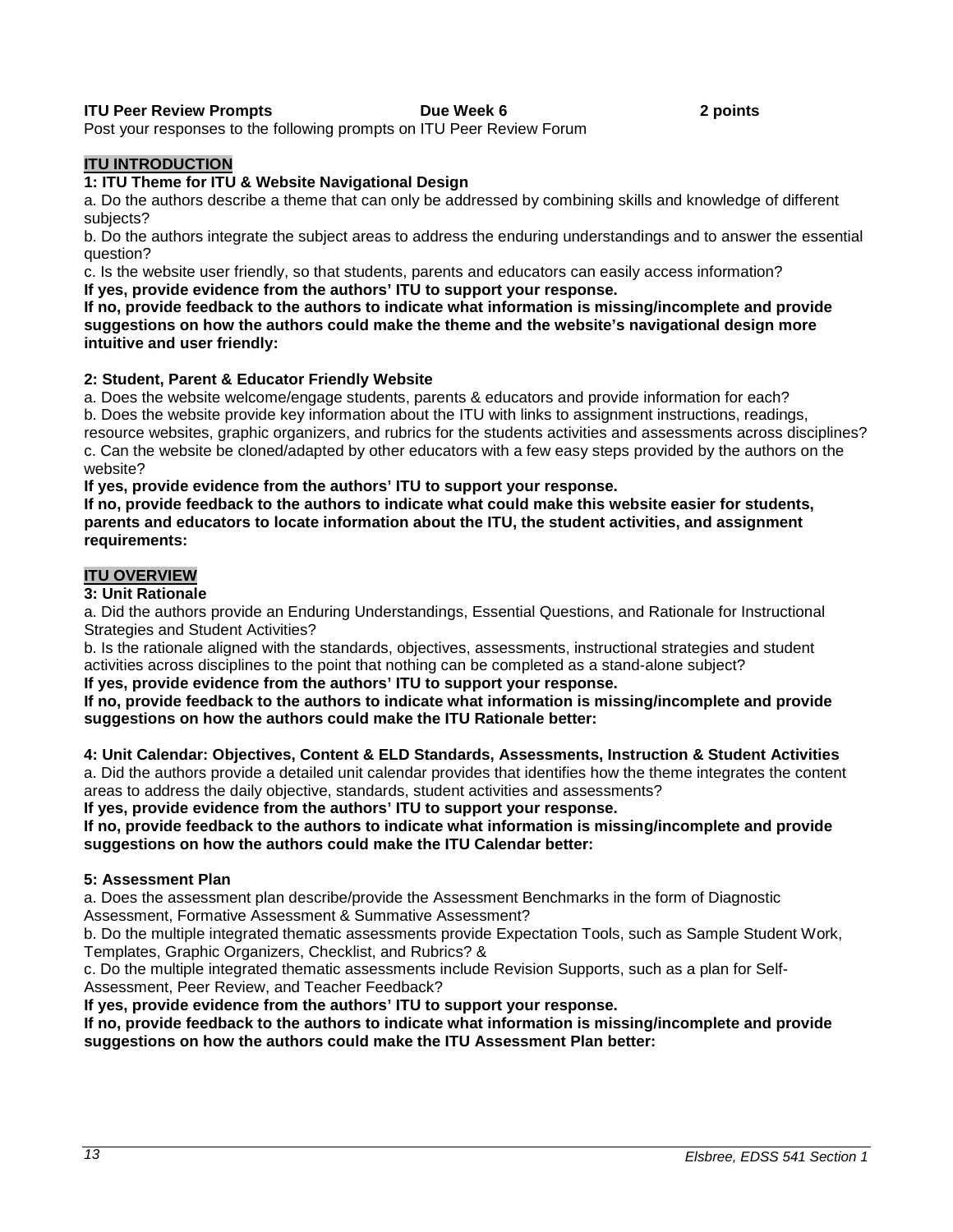**ITU Peer Review Prompts** **Due Week 6** **2 points**

Post your responses to the following prompts on ITU Peer Review Forum

## ITU INTRODUCTION

### 1: ITU Theme for ITU & Website Navigational Design

a. Do the authors describe a theme that can only be addressed by combining skills and knowledge of different subjects?

b. Do the authors integrate the subject areas to address the enduring understandings and to answer the essential question?

c. Is the website user friendly, so that students, parents and educators can easily access information?

**If yes, provide evidence from the authors' ITU to support your response.**

**If no, provide feedback to the authors to indicate what information is missing/incomplete and provide suggestions on how the authors could make the theme and the website's navigational design more intuitive and user friendly:**

### 2: Student, Parent & Educator Friendly Website

a. Does the website welcome/engage students, parents & educators and provide information for each?

b. Does the website provide key information about the ITU with links to assignment instructions, readings, resource websites, graphic organizers, and rubrics for the students activities and assessments across disciplines?

c. Can the website be cloned/adapted by other educators with a few easy steps provided by the authors on the website?

**If yes, provide evidence from the authors' ITU to support your response.**

**If no, provide feedback to the authors to indicate what could make this website easier for students, parents and educators to locate information about the ITU, the student activities, and assignment requirements:**

## ITU OVERVIEW

### 3: Unit Rationale

a. Did the authors provide an Enduring Understandings, Essential Questions, and Rationale for Instructional Strategies and Student Activities?

b. Is the rationale aligned with the standards, objectives, assessments, instructional strategies and student activities across disciplines to the point that nothing can be completed as a stand-alone subject?

**If yes, provide evidence from the authors' ITU to support your response.**

**If no, provide feedback to the authors to indicate what information is missing/incomplete and provide suggestions on how the authors could make the ITU Rationale better:**

### 4: Unit Calendar: Objectives, Content & ELD Standards, Assessments, Instruction & Student Activities

a. Did the authors provide a detailed unit calendar provides that identifies how the theme integrates the content areas to address the daily objective, standards, student activities and assessments?

**If yes, provide evidence from the authors' ITU to support your response.**

**If no, provide feedback to the authors to indicate what information is missing/incomplete and provide suggestions on how the authors could make the ITU Calendar better:**

### 5: Assessment Plan

a. Does the assessment plan describe/provide the Assessment Benchmarks in the form of Diagnostic Assessment, Formative Assessment & Summative Assessment?

b. Do the multiple integrated thematic assessments provide Expectation Tools, such as Sample Student Work, Templates, Graphic Organizers, Checklist, and Rubrics? &

c. Do the multiple integrated thematic assessments include Revision Supports, such as a plan for Self-Assessment, Peer Review, and Teacher Feedback?

**If yes, provide evidence from the authors' ITU to support your response.**

**If no, provide feedback to the authors to indicate what information is missing/incomplete and provide suggestions on how the authors could make the ITU Assessment Plan better:**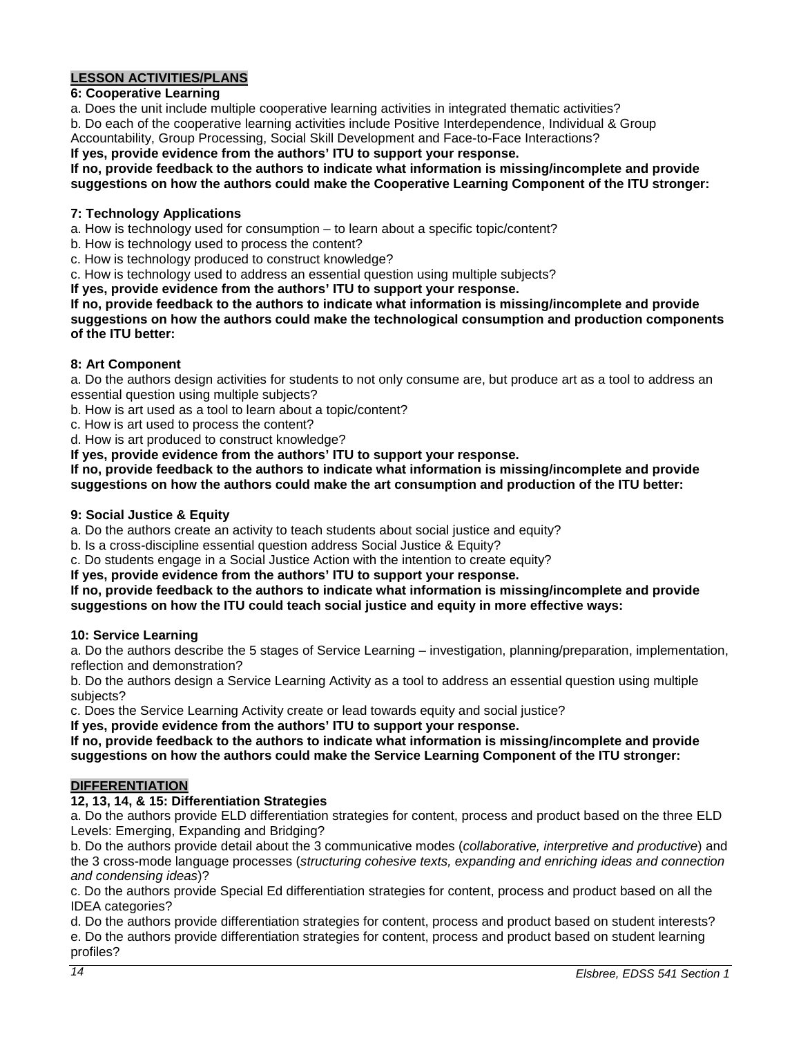**LESSON ACTIVITIES/PLANS**

**6: Cooperative Learning**

a. Does the unit include multiple cooperative learning activities in integrated thematic activities?

b. Do each of the cooperative learning activities include Positive Interdependence, Individual & Group Accountability, Group Processing, Social Skill Development and Face-to-Face Interactions?

**If yes, provide evidence from the authors' ITU to support your response.**

**If no, provide feedback to the authors to indicate what information is missing/incomplete and provide suggestions on how the authors could make the Cooperative Learning Component of the ITU stronger:**

**7: Technology Applications**

a. How is technology used for consumption – to learn about a specific topic/content?

b. How is technology used to process the content?

c. How is technology produced to construct knowledge?

c. How is technology used to address an essential question using multiple subjects?

**If yes, provide evidence from the authors' ITU to support your response.**

**If no, provide feedback to the authors to indicate what information is missing/incomplete and provide suggestions on how the authors could make the technological consumption and production components of the ITU better:**

**8: Art Component**

a. Do the authors design activities for students to not only consume are, but produce art as a tool to address an essential question using multiple subjects?

b. How is art used as a tool to learn about a topic/content?

c. How is art used to process the content?

d. How is art produced to construct knowledge?

**If yes, provide evidence from the authors' ITU to support your response.**

**If no, provide feedback to the authors to indicate what information is missing/incomplete and provide suggestions on how the authors could make the art consumption and production of the ITU better:**

**9: Social Justice & Equity**

a. Do the authors create an activity to teach students about social justice and equity?

b. Is a cross-discipline essential question address Social Justice & Equity?

c. Do students engage in a Social Justice Action with the intention to create equity?

**If yes, provide evidence from the authors' ITU to support your response.**

**If no, provide feedback to the authors to indicate what information is missing/incomplete and provide suggestions on how the ITU could teach social justice and equity in more effective ways:**

**10: Service Learning**

a. Do the authors describe the 5 stages of Service Learning – investigation, planning/preparation, implementation, reflection and demonstration?

b. Do the authors design a Service Learning Activity as a tool to address an essential question using multiple subjects?

c. Does the Service Learning Activity create or lead towards equity and social justice?

**If yes, provide evidence from the authors' ITU to support your response.**

**If no, provide feedback to the authors to indicate what information is missing/incomplete and provide suggestions on how the authors could make the Service Learning Component of the ITU stronger:**

**DIFFERENTIATION**

**12, 13, 14, & 15: Differentiation Strategies**

a. Do the authors provide ELD differentiation strategies for content, process and product based on the three ELD Levels: Emerging, Expanding and Bridging?

b. Do the authors provide detail about the 3 communicative modes (*collaborative, interpretive and productive*) and the 3 cross-mode language processes (*structuring cohesive texts, expanding and enriching ideas and connection and condensing ideas*)?

c. Do the authors provide Special Ed differentiation strategies for content, process and product based on all the IDEA categories?

d. Do the authors provide differentiation strategies for content, process and product based on student interests?

e. Do the authors provide differentiation strategies for content, process and product based on student learning profiles?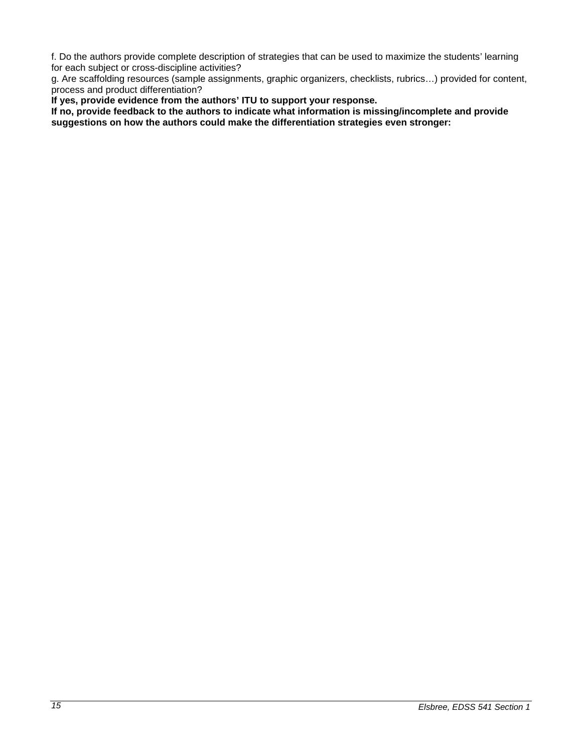f. Do the authors provide complete description of strategies that can be used to maximize the students' learning for each subject or cross-discipline activities?
g. Are scaffolding resources (sample assignments, graphic organizers, checklists, rubrics…) provided for content, process and product differentiation?
**If yes, provide evidence from the authors' ITU to support your response.**
**If no, provide feedback to the authors to indicate what information is missing/incomplete and provide suggestions on how the authors could make the differentiation strategies even stronger:**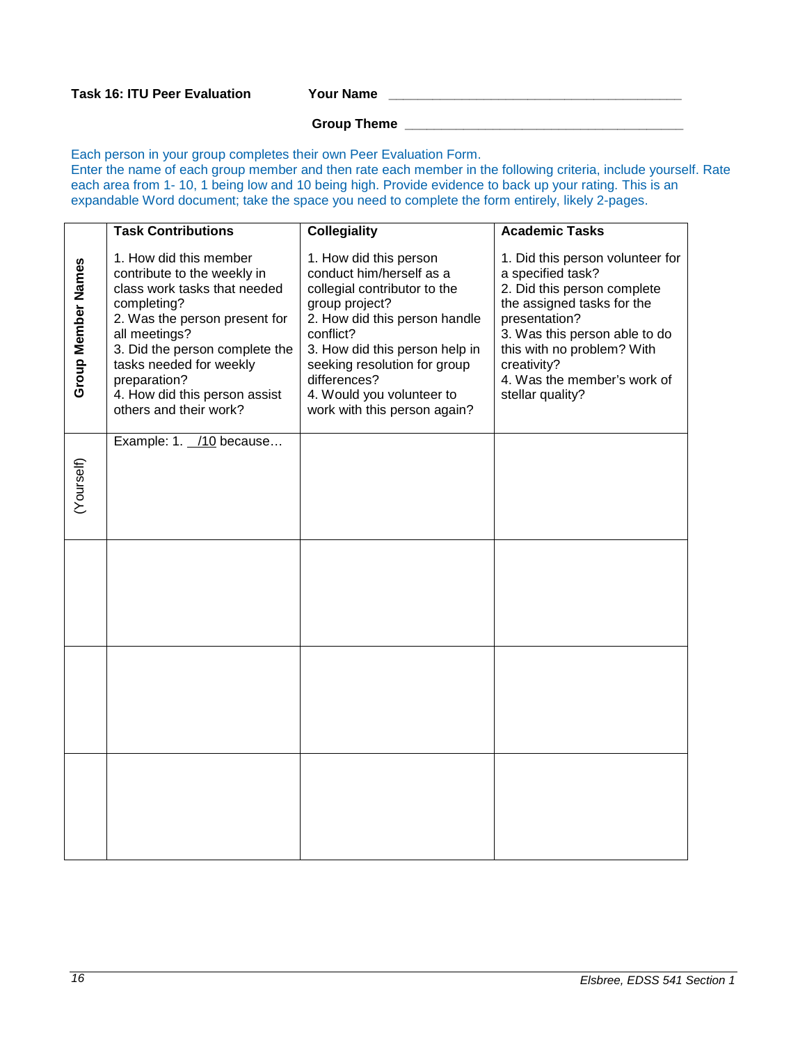**Task 16: ITU Peer Evaluation** **Your Name** ________________________________________

**Group Theme** ______________________________________

Each person in your group completes their own Peer Evaluation Form.
Enter the name of each group member and then rate each member in the following criteria, include yourself. Rate each area from 1- 10, 1 being low and 10 being high. Provide evidence to back up your rating. This is an expandable Word document; take the space you need to complete the form entirely, likely 2-pages.

| **Group Member Names** | **Task Contributions**<br><br>1. How did this member contribute to the weekly in class work tasks that needed completing?<br>2. Was the person present for all meetings?<br>3. Did the person complete the tasks needed for weekly preparation?<br>4. How did this person assist others and their work? | **Collegiality**<br><br>1. How did this person conduct him/herself as a collegial contributor to the group project?<br>2. How did this person handle conflict?<br>3. How did this person help in seeking resolution for group differences?<br>4. Would you volunteer to work with this person again? | **Academic Tasks**<br><br>1. Did this person volunteer for a specified task?<br>2. Did this person complete the assigned tasks for the presentation?<br>3. Was this person able to do this with no problem? With creativity?<br>4. Was the member's work of stellar quality? |
|---|---|---|---|
| (Yourself) | Example: 1. __/10 because… | | |
| | | | |
| | | | |
| | | | |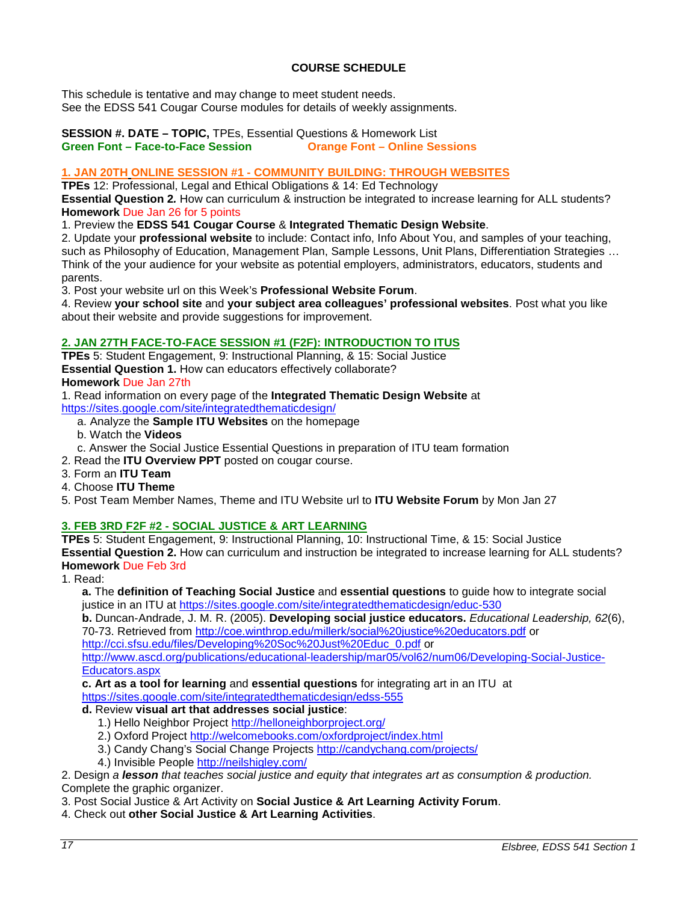## COURSE SCHEDULE

This schedule is tentative and may change to meet student needs.
See the EDSS 541 Cougar Course modules for details of weekly assignments.

**SESSION #. DATE – TOPIC,** TPEs, Essential Questions & Homework List
**Green Font – Face-to-Face Session** **Orange Font – Online Sessions**

### 1. JAN 20TH ONLINE SESSION #1 - COMMUNITY BUILDING: THROUGH WEBSITES

**TPEs** 12: Professional, Legal and Ethical Obligations & 14: Ed Technology
**Essential Question 2.** How can curriculum & instruction be integrated to increase learning for ALL students?
**Homework** Due Jan 26 for 5 points

1. Preview the **EDSS 541 Cougar Course** & **Integrated Thematic Design Website**.
2. Update your **professional website** to include: Contact info, Info About You, and samples of your teaching, such as Philosophy of Education, Management Plan, Sample Lessons, Unit Plans, Differentiation Strategies … Think of the your audience for your website as potential employers, administrators, educators, students and parents.
3. Post your website url on this Week's **Professional Website Forum**.
4. Review **your school site** and **your subject area colleagues' professional websites**. Post what you like about their website and provide suggestions for improvement.

### 2. JAN 27TH FACE-TO-FACE SESSION #1 (F2F): INTRODUCTION TO ITUS

**TPEs** 5: Student Engagement, 9: Instructional Planning, & 15: Social Justice
**Essential Question 1.** How can educators effectively collaborate?
**Homework** Due Jan 27th

1. Read information on every page of the **Integrated Thematic Design Website** at https://sites.google.com/site/integratedthematicdesign/
   a. Analyze the **Sample ITU Websites** on the homepage
   b. Watch the **Videos**
   c. Answer the Social Justice Essential Questions in preparation of ITU team formation
2. Read the **ITU Overview PPT** posted on cougar course.
3. Form an **ITU Team**
4. Choose **ITU Theme**
5. Post Team Member Names, Theme and ITU Website url to **ITU Website Forum** by Mon Jan 27

### 3. FEB 3RD F2F #2 - SOCIAL JUSTICE & ART LEARNING

**TPEs** 5: Student Engagement, 9: Instructional Planning, 10: Instructional Time, & 15: Social Justice
**Essential Question 2.** How can curriculum and instruction be integrated to increase learning for ALL students?
**Homework** Due Feb 3rd

1. Read:
   **a.** The **definition of Teaching Social Justice** and **essential questions** to guide how to integrate social justice in an ITU at https://sites.google.com/site/integratedthematicdesign/educ-530
   **b.** Duncan-Andrade, J. M. R. (2005). **Developing social justice educators.** *Educational Leadership, 62*(6), 70-73. Retrieved from http://coe.winthrop.edu/millerk/social%20justice%20educators.pdf or http://cci.sfsu.edu/files/Developing%20Soc%20Just%20Educ_0.pdf or http://www.ascd.org/publications/educational-leadership/mar05/vol62/num06/Developing-Social-Justice-Educators.aspx
   **c. Art as a tool for learning** and **essential questions** for integrating art in an ITU at https://sites.google.com/site/integratedthematicdesign/edss-555
   **d.** Review **visual art that addresses social justice**:
      1.) Hello Neighbor Project http://helloneighborproject.org/
      2.) Oxford Project http://welcomebooks.com/oxfordproject/index.html
      3.) Candy Chang's Social Change Projects http://candychang.com/projects/
      4.) Invisible People http://neilshigley.com/
2. Design *a **lesson** that teaches social justice and equity that integrates art as consumption & production.* Complete the graphic organizer.
3. Post Social Justice & Art Activity on **Social Justice & Art Learning Activity Forum**.
4. Check out **other Social Justice & Art Learning Activities**.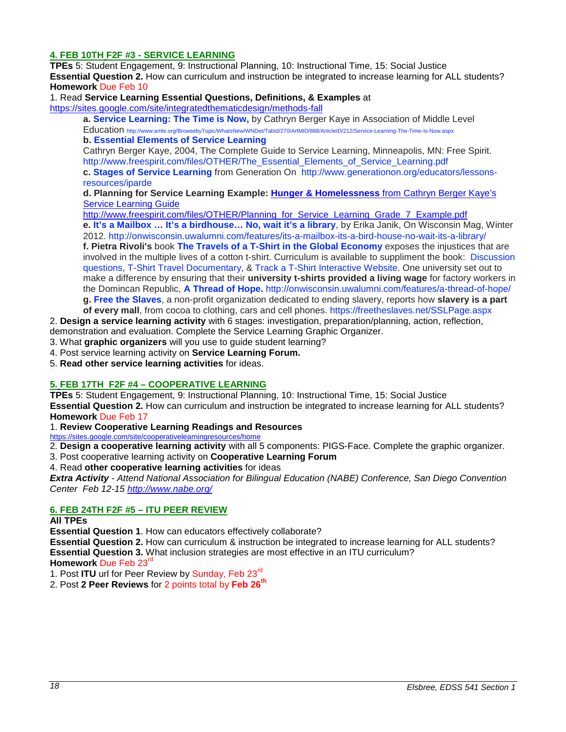### 4. FEB 10TH F2F #3 - SERVICE LEARNING

**TPEs** 5: Student Engagement, 9: Instructional Planning, 10: Instructional Time, 15: Social Justice
**Essential Question 2.** How can curriculum and instruction be integrated to increase learning for ALL students?
**Homework** Due Feb 10

1. Read **Service Learning Essential Questions, Definitions, & Examples** at https://sites.google.com/site/integratedthematicdesign/methods-fall
   - **a. Service Learning: The Time is Now,** by Cathryn Berger Kaye in Association of Middle Level Education http://www.amle.org/BrowsebyTopic/WhatsNew/WNDet/TabId/270/ArtMID/888/ArticleID/212/Service-Learning-The-Time-Is-Now.aspx
   - **b. Essential Elements of Service Learning**
     Cathryn Berger Kaye, 2004, The Complete Guide to Service Learning, Minneapolis, MN: Free Spirit. http://www.freespirit.com/files/OTHER/The_Essential_Elements_of_Service_Learning.pdf
   - **c. Stages of Service Learning** from Generation On http://www.generationon.org/educators/lessons-resources/iparde
   - **d. Planning for Service Learning Example: Hunger & Homelessness** from Cathryn Berger Kaye's Service Learning Guide
     http://www.freespirit.com/files/OTHER/Planning_for_Service_Learning_Grade_7_Example.pdf
   - **e. It's a Mailbox … It's a birdhouse… No, wait it's a library**, by Erika Janik, On Wisconsin Mag, Winter 2012. http://onwisconsin.uwalumni.com/features/its-a-mailbox-its-a-bird-house-no-wait-its-a-library/
   - **f. Pietra Rivoli's** book **The Travels of a T-Shirt in the Global Economy** exposes the injustices that are involved in the multiple lives of a cotton t-shirt. Curriculum is available to suppliment the book: Discussion questions, T-Shirt Travel Documentary, & Track a T-Shirt Interactive Website. One university set out to make a difference by ensuring that their **university t-shirts provided a living wage** for factory workers in the Domincan Republic, **A Thread of Hope.** http://onwisconsin.uwalumni.com/features/a-thread-of-hope/
   - **g. Free the Slaves**, a non-profit organization dedicated to ending slavery, reports how **slavery is a part of every mall**, from cocoa to clothing, cars and cell phones. https://freetheslaves.net/SSLPage.aspx
2. **Design a service learning activity** with 6 stages: investigation, preparation/planning, action, reflection, demonstration and evaluation. Complete the Service Learning Graphic Organizer.
3. What **graphic organizers** will you use to guide student learning?
4. Post service learning activity on **Service Learning Forum.**
5. **Read other service learning activities** for ideas.

### 5. FEB 17TH F2F #4 – COOPERATIVE LEARNING

**TPEs** 5: Student Engagement, 9: Instructional Planning, 10: Instructional Time, 15: Social Justice
**Essential Question 2.** How can curriculum and instruction be integrated to increase learning for ALL students?
**Homework** Due Feb 17

1. **Review Cooperative Learning Readings and Resources**
   https://sites.google.com/site/cooperativelearningresources/home
2. **Design a cooperative learning activity** with all 5 components: PIGS-Face. Complete the graphic organizer.
3. Post cooperative learning activity on **Cooperative Learning Forum**
4. Read **other cooperative learning activities** for ideas

***Extra Activity*** *- Attend National Association for Bilingual Education (NABE) Conference, San Diego Convention Center Feb 12-15 http://www.nabe.org/*

### 6. FEB 24TH F2F #5 – ITU PEER REVIEW

**All TPEs**
**Essential Question 1**. How can educators effectively collaborate?
**Essential Question 2.** How can curriculum & instruction be integrated to increase learning for ALL students?
**Essential Question 3.** What inclusion strategies are most effective in an ITU curriculum?
**Homework** Due Feb 23rd

1. Post **ITU** url for Peer Review by Sunday, Feb 23rd
2. Post **2 Peer Reviews** for 2 points total by **Feb 26th**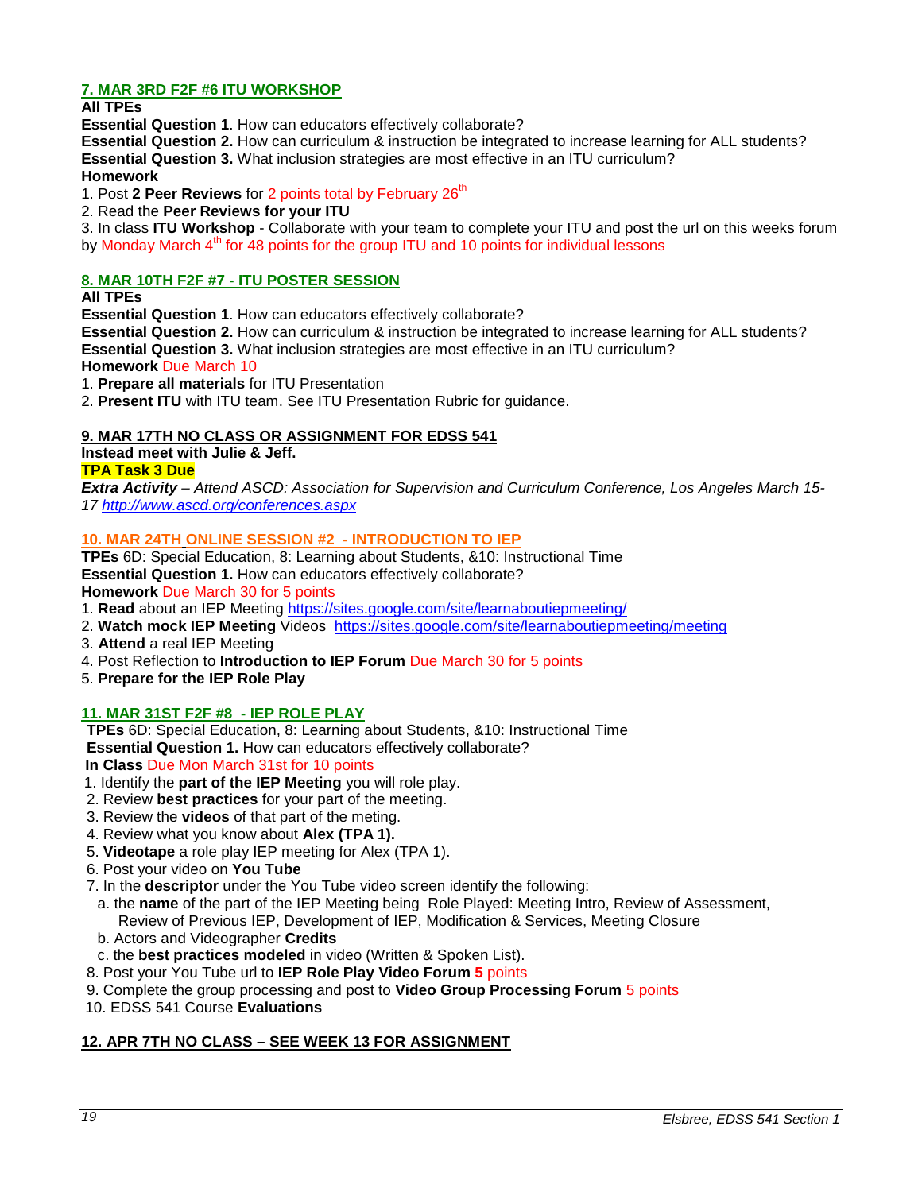### 7. MAR 3RD F2F #6 ITU WORKSHOP

**All TPEs**

**Essential Question 1**. How can educators effectively collaborate?
**Essential Question 2.** How can curriculum & instruction be integrated to increase learning for ALL students?
**Essential Question 3.** What inclusion strategies are most effective in an ITU curriculum?

**Homework**

1. Post **2 Peer Reviews** for 2 points total by February 26th
2. Read the **Peer Reviews for your ITU**
3. In class **ITU Workshop** - Collaborate with your team to complete your ITU and post the url on this weeks forum by Monday March 4th for 48 points for the group ITU and 10 points for individual lessons

### 8. MAR 10TH F2F #7 - ITU POSTER SESSION

**All TPEs**

**Essential Question 1**. How can educators effectively collaborate?
**Essential Question 2.** How can curriculum & instruction be integrated to increase learning for ALL students?
**Essential Question 3.** What inclusion strategies are most effective in an ITU curriculum?

**Homework** Due March 10

1. **Prepare all materials** for ITU Presentation
2. **Present ITU** with ITU team. See ITU Presentation Rubric for guidance.

### 9. MAR 17TH NO CLASS OR ASSIGNMENT FOR EDSS 541

**Instead meet with Julie & Jeff.**

**TPA Task 3 Due**

***Extra Activity*** *– Attend ASCD: Association for Supervision and Curriculum Conference, Los Angeles March 15-17* *http://www.ascd.org/conferences.aspx*

### 10. MAR 24TH ONLINE SESSION #2 - INTRODUCTION TO IEP

**TPEs** 6D: Special Education, 8: Learning about Students, &10: Instructional Time
**Essential Question 1.** How can educators effectively collaborate?

**Homework** Due March 30 for 5 points

1. **Read** about an IEP Meeting https://sites.google.com/site/learnaboutiepmeeting/
2. **Watch mock IEP Meeting** Videos https://sites.google.com/site/learnaboutiepmeeting/meeting
3. **Attend** a real IEP Meeting
4. Post Reflection to **Introduction to IEP Forum** Due March 30 for 5 points
5. **Prepare for the IEP Role Play**

### 11. MAR 31ST F2F #8 - IEP ROLE PLAY

**TPEs** 6D: Special Education, 8: Learning about Students, &10: Instructional Time
**Essential Question 1.** How can educators effectively collaborate?

**In Class** Due Mon March 31st for 10 points

1. Identify the **part of the IEP Meeting** you will role play.
2. Review **best practices** for your part of the meeting.
3. Review the **videos** of that part of the meting.
4. Review what you know about **Alex (TPA 1).**
5. **Videotape** a role play IEP meeting for Alex (TPA 1).
6. Post your video on **You Tube**
7. In the **descriptor** under the You Tube video screen identify the following:
   a. the **name** of the part of the IEP Meeting being Role Played: Meeting Intro, Review of Assessment, Review of Previous IEP, Development of IEP, Modification & Services, Meeting Closure
   b. Actors and Videographer **Credits**
   c. the **best practices modeled** in video (Written & Spoken List).
8. Post your You Tube url to **IEP Role Play Video Forum** **5** points
9. Complete the group processing and post to **Video Group Processing Forum** 5 points
10. EDSS 541 Course **Evaluations**

### 12. APR 7TH NO CLASS – SEE WEEK 13 FOR ASSIGNMENT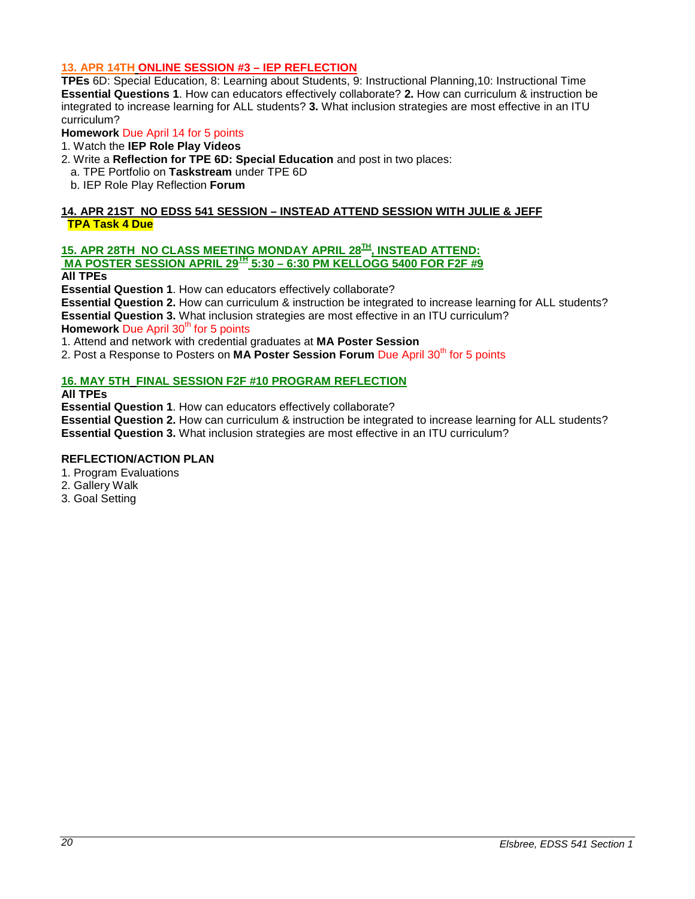**13. APR 14TH ONLINE SESSION #3 – IEP REFLECTION**

**TPEs** 6D: Special Education, 8: Learning about Students, 9: Instructional Planning,10: Instructional Time
**Essential Questions 1**. How can educators effectively collaborate? **2.** How can curriculum & instruction be integrated to increase learning for ALL students? **3.** What inclusion strategies are most effective in an ITU curriculum?

**Homework** Due April 14 for 5 points

1. Watch the **IEP Role Play Videos**
2. Write a **Reflection for TPE 6D: Special Education** and post in two places:
   a. TPE Portfolio on **Taskstream** under TPE 6D
   b. IEP Role Play Reflection **Forum**

**14. APR 21ST NO EDSS 541 SESSION – INSTEAD ATTEND SESSION WITH JULIE & JEFF**
**TPA Task 4 Due**

**15. APR 28TH NO CLASS MEETING MONDAY APRIL 28TH, INSTEAD ATTEND: MA POSTER SESSION APRIL 29TH 5:30 – 6:30 PM KELLOGG 5400 FOR F2F #9**

**All TPEs**
**Essential Question 1**. How can educators effectively collaborate?
**Essential Question 2.** How can curriculum & instruction be integrated to increase learning for ALL students?
**Essential Question 3.** What inclusion strategies are most effective in an ITU curriculum?

**Homework** Due April 30th for 5 points

1. Attend and network with credential graduates at **MA Poster Session**
2. Post a Response to Posters on **MA Poster Session Forum** Due April 30th for 5 points

**16. MAY 5TH FINAL SESSION F2F #10 PROGRAM REFLECTION**

**All TPEs**
**Essential Question 1**. How can educators effectively collaborate?
**Essential Question 2.** How can curriculum & instruction be integrated to increase learning for ALL students?
**Essential Question 3.** What inclusion strategies are most effective in an ITU curriculum?

**REFLECTION/ACTION PLAN**

1. Program Evaluations
2. Gallery Walk
3. Goal Setting